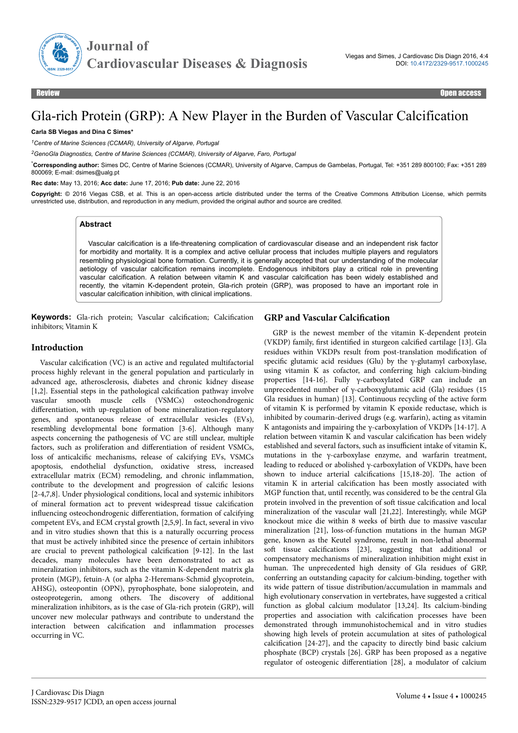Review | Open access

# Gla-rich Protein (GRP): A New Player in the Burden of Vascular Calcification

**Carla SB Viegas and Dina C Simes***

[1]*Centre of Marine Sciences (CCMAR), University of Algarve, Portugal*

[2]*GenoGla Diagnostics, Centre of Marine Sciences (CCMAR), University of Algarve, Faro, Portugal*

***Corresponding author:** Simes DC, Centre of Marine Sciences (CCMAR), University of Algarve, Campus de Gambelas, Portugal, Tel: +351 289 800100; Fax: +351 289 800069; E-mail: dsimes@ualg.pt

**Rec date:** May 13, 2016; **Acc date:** June 17, 2016; **Pub date:** June 22, 2016

**Copyright:** © 2016 Viegas CSB, et al. This is an open-access article distributed under the terms of the Creative Commons Attribution License, which permits unrestricted use, distribution, and reproduction in any medium, provided the original author and source are credited.

## Abstract

Vascular calcification is a life-threatening complication of cardiovascular disease and an independent risk factor for morbidity and mortality. It is a complex and active cellular process that includes multiple players and regulators resembling physiological bone formation. Currently, it is generally accepted that our understanding of the molecular aetiology of vascular calcification remains incomplete. Endogenous inhibitors play a critical role in preventing vascular calcification. A relation between vitamin K and vascular calcification has been widely established and recently, the vitamin K-dependent protein, Gla-rich protein (GRP), was proposed to have an important role in vascular calcification inhibition, with clinical implications.

**Keywords:** Gla-rich protein; Vascular calcification; Calcification inhibitors; Vitamin K

## Introduction

Vascular calcification (VC) is an active and regulated multifactorial process highly relevant in the general population and particularly in advanced age, atherosclerosis, diabetes and chronic kidney disease [1,2]. Essential steps in the pathological calcification pathway involve vascular smooth muscle cells (VSMCs) osteochondrogenic differentiation, with up-regulation of bone mineralization-regulatory genes, and spontaneous release of extracellular vesicles (EVs), resembling developmental bone formation [3-6]. Although many aspects concerning the pathogenesis of VC are still unclear, multiple factors, such as proliferation and differentiation of resident VSMCs, loss of anticalcific mechanisms, release of calcifying EVs, VSMCs apoptosis, endothelial dysfunction, oxidative stress, increased extracellular matrix (ECM) remodeling, and chronic inflammation, contribute to the development and progression of calcific lesions [2-4,7,8]. Under physiological conditions, local and systemic inhibitors of mineral formation act to prevent widespread tissue calcification influencing osteochondrogenic differentiation, formation of calcifying competent EVs, and ECM crystal growth [2,5,9]. In fact, several in vivo and in vitro studies shown that this is a naturally occurring process that must be actively inhibited since the presence of certain inhibitors are crucial to prevent pathological calcification [9-12]. In the last decades, many molecules have been demonstrated to act as mineralization inhibitors, such as the vitamin K-dependent matrix gla protein (MGP), fetuin-A (or alpha 2-Heremans-Schmid glycoprotein, AHSG), osteopontin (OPN), pyrophosphate, bone sialoprotein, and osteoprotegerin, among others. The discovery of additional mineralization inhibitors, as is the case of Gla-rich protein (GRP), will uncover new molecular pathways and contribute to understand the interaction between calcification and inflammation processes occurring in VC.

## GRP and Vascular Calcification

GRP is the newest member of the vitamin K-dependent protein (VKDP) family, first identified in sturgeon calcified cartilage [13]. Gla residues within VKDPs result from post-translation modification of specific glutamic acid residues (Glu) by the γ-glutamyl carboxylase, using vitamin K as cofactor, and conferring high calcium-binding properties [14-16]. Fully γ-carboxylated GRP can include an unprecedented number of γ-carboxyglutamic acid (Gla) residues (15 Gla residues in human) [13]. Continuous recycling of the active form of vitamin K is performed by vitamin K epoxide reductase, which is inhibited by coumarin-derived drugs (e.g. warfarin), acting as vitamin K antagonists and impairing the γ-carboxylation of VKDPs [14-17]. A relation between vitamin K and vascular calcification has been widely established and several factors, such as insufficient intake of vitamin K, mutations in the γ-carboxylase enzyme, and warfarin treatment, leading to reduced or abolished γ-carboxylation of VKDPs, have been shown to induce arterial calcifications [15,18-20]. The action of vitamin K in arterial calcification has been mostly associated with MGP function that, until recently, was considered to be the central Gla protein involved in the prevention of soft tissue calcification and local mineralization of the vascular wall [21,22]. Interestingly, while MGP knockout mice die within 8 weeks of birth due to massive vascular mineralization [21], loss-of-function mutations in the human MGP gene, known as the Keutel syndrome, result in non-lethal abnormal soft tissue calcifications [23], suggesting that additional or compensatory mechanisms of mineralization inhibition might exist in human. The unprecedented high density of Gla residues of GRP, conferring an outstanding capacity for calcium-binding, together with its wide pattern of tissue distribution/accumulation in mammals and high evolutionary conservation in vertebrates, have suggested a critical function as global calcium modulator [13,24]. Its calcium-binding properties and association with calcification processes have been demonstrated through immunohistochemical and in vitro studies showing high levels of protein accumulation at sites of pathological calcification [24-27], and the capacity to directly bind basic calcium phosphate (BCP) crystals [26]. GRP has been proposed as a negative regulator of osteogenic differentiation [28], a modulator of calcium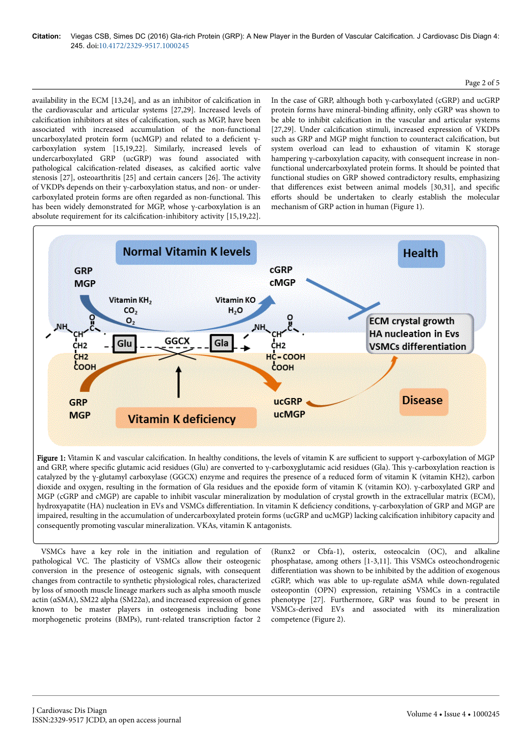availability in the ECM [13,24], and as an inhibitor of calcification in the cardiovascular and articular systems [27,29]. Increased levels of calcification inhibitors at sites of calcification, such as MGP, have been associated with increased accumulation of the non-functional uncarboxylated protein form (ucMGP) and related to a deficient γ-carboxylation system [15,19,22]. Similarly, increased levels of undercarboxylated GRP (ucGRP) was found associated with pathological calcification-related diseases, as calcified aortic valve stenosis [27], osteoarthritis [25] and certain cancers [26]. The activity of VKDPs depends on their γ-carboxylation status, and non- or under-carboxylated protein forms are often regarded as non-functional. This has been widely demonstrated for MGP, whose γ-carboxylation is an absolute requirement for its calcification-inhibitory activity [15,19,22].

In the case of GRP, although both γ-carboxylated (cGRP) and ucGRP protein forms have mineral-binding affinity, only cGRP was shown to be able to inhibit calcification in the vascular and articular systems [27,29]. Under calcification stimuli, increased expression of VKDPs such as GRP and MGP might function to counteract calcification, but system overload can lead to exhaustion of vitamin K storage hampering γ-carboxylation capacity, with consequent increase in non-functional undercarboxylated protein forms. It should be pointed that functional studies on GRP showed contradictory results, emphasizing that differences exist between animal models [30,31], and specific efforts should be undertaken to clearly establish the molecular mechanism of GRP action in human (Figure 1).

**Figure 1:** Vitamin K and vascular calcification. In healthy conditions, the levels of vitamin K are sufficient to support γ-carboxylation of MGP and GRP, where specific glutamic acid residues (Glu) are converted to γ-carboxyglutamic acid residues (Gla). This γ-carboxylation reaction is catalyzed by the γ-glutamyl carboxylase (GGCX) enzyme and requires the presence of a reduced form of vitamin K (vitamin KH2), carbon dioxide and oxygen, resulting in the formation of Gla residues and the epoxide form of vitamin K (vitamin KO). γ-carboxylated GRP and MGP (cGRP and cMGP) are capable to inhibit vascular mineralization by modulation of crystal growth in the extracellular matrix (ECM), hydroxyapatite (HA) nucleation in EVs and VSMCs differentiation. In vitamin K deficiency conditions, γ-carboxylation of GRP and MGP are impaired, resulting in the accumulation of undercarboxylated protein forms (ucGRP and ucMGP) lacking calcification inhibitory capacity and consequently promoting vascular mineralization. VKAs, vitamin K antagonists.

VSMCs have a key role in the initiation and regulation of pathological VC. The plasticity of VSMCs allow their osteogenic conversion in the presence of osteogenic signals, with consequent changes from contractile to synthetic physiological roles, characterized by loss of smooth muscle lineage markers such as alpha smooth muscle actin (αSMA), SM22 alpha (SM22α), and increased expression of genes known to be master players in osteogenesis including bone morphogenetic proteins (BMPs), runt-related transcription factor 2 (Runx2 or Cbfa-1), osterix, osteocalcin (OC), and alkaline phosphatase, among others [1-3,11]. This VSMCs osteochondrogenic differentiation was shown to be inhibited by the addition of exogenous cGRP, which was able to up-regulate αSMA while down-regulated osteopontin (OPN) expression, retaining VSMCs in a contractile phenotype [27]. Furthermore, GRP was found to be present in VSMCs-derived EVs and associated with its mineralization competence (Figure 2).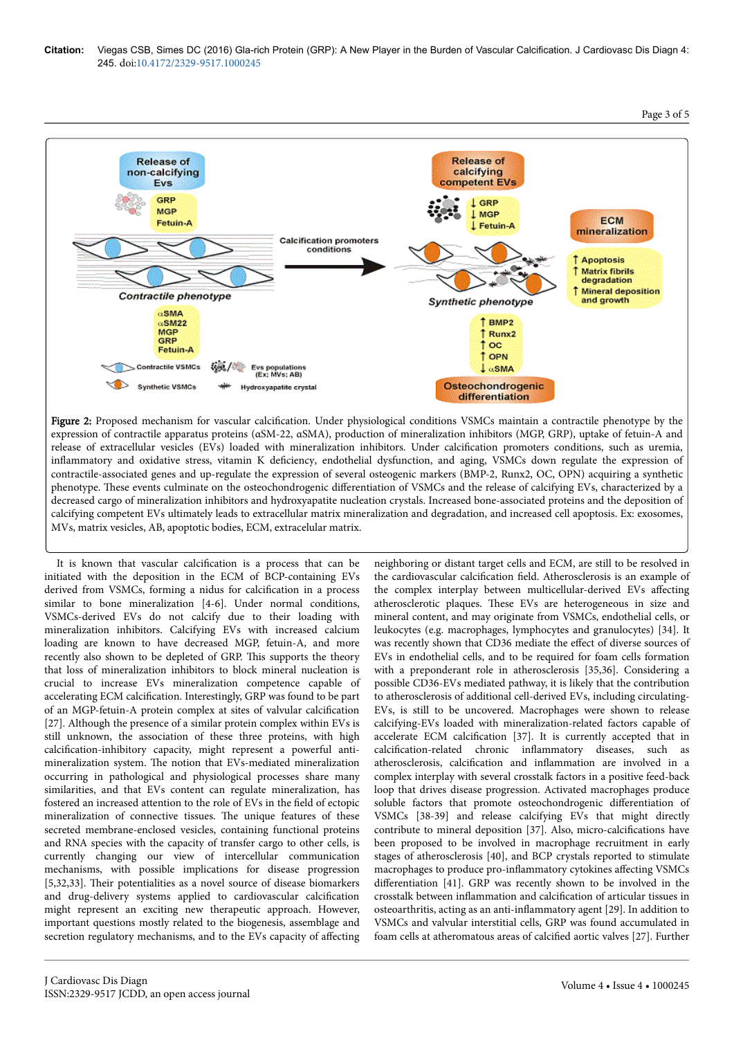**Figure 2:** Proposed mechanism for vascular calcification. Under physiological conditions VSMCs maintain a contractile phenotype by the expression of contractile apparatus proteins (αSM-22, αSMA), production of mineralization inhibitors (MGP, GRP), uptake of fetuin-A and release of extracellular vesicles (EVs) loaded with mineralization inhibitors. Under calcification promoters conditions, such as uremia, inflammatory and oxidative stress, vitamin K deficiency, endothelial dysfunction, and aging, VSMCs down regulate the expression of contractile-associated genes and up-regulate the expression of several osteogenic markers (BMP-2, Runx2, OC, OPN) acquiring a synthetic phenotype. These events culminate on the osteochondrogenic differentiation of VSMCs and the release of calcifying EVs, characterized by a decreased cargo of mineralization inhibitors and hydroxyapatite nucleation crystals. Increased bone-associated proteins and the deposition of calcifying competent EVs ultimately leads to extracellular matrix mineralization and degradation, and increased cell apoptosis. Ex: exosomes, MVs, matrix vesicles, AB, apoptotic bodies, ECM, extracellular matrix.

It is known that vascular calcification is a process that can be initiated with the deposition in the ECM of BCP-containing EVs derived from VSMCs, forming a nidus for calcification in a process similar to bone mineralization [4-6]. Under normal conditions, VSMCs-derived EVs do not calcify due to their loading with mineralization inhibitors. Calcifying EVs with increased calcium loading are known to have decreased MGP, fetuin-A, and more recently also shown to be depleted of GRP. This supports the theory that loss of mineralization inhibitors to block mineral nucleation is crucial to increase EVs mineralization competence capable of accelerating ECM calcification. Interestingly, GRP was found to be part of an MGP-fetuin-A protein complex at sites of valvular calcification [27]. Although the presence of a similar protein complex within EVs is still unknown, the association of these three proteins, with high calcification-inhibitory capacity, might represent a powerful anti-mineralization system. The notion that EVs-mediated mineralization occurring in pathological and physiological processes share many similarities, and that EVs content can regulate mineralization, has fostered an increased attention to the role of EVs in the field of ectopic mineralization of connective tissues. The unique features of these secreted membrane-enclosed vesicles, containing functional proteins and RNA species with the capacity of transfer cargo to other cells, is currently changing our view of intercellular communication mechanisms, with possible implications for disease progression [5,32,33]. Their potentialities as a novel source of disease biomarkers and drug-delivery systems applied to cardiovascular calcification might represent an exciting new therapeutic approach. However, important questions mostly related to the biogenesis, assemblage and secretion regulatory mechanisms, and to the EVs capacity of affecting neighboring or distant target cells and ECM, are still to be resolved in the cardiovascular calcification field. Atherosclerosis is an example of the complex interplay between multicellular-derived EVs affecting atherosclerotic plaques. These EVs are heterogeneous in size and mineral content, and may originate from VSMCs, endothelial cells, or leukocytes (e.g. macrophages, lymphocytes and granulocytes) [34]. It was recently shown that CD36 mediate the effect of diverse sources of EVs in endothelial cells, and to be required for foam cells formation with a preponderant role in atherosclerosis [35,36]. Considering a possible CD36-EVs mediated pathway, it is likely that the contribution to atherosclerosis of additional cell-derived EVs, including circulating-EVs, is still to be uncovered. Macrophages were shown to release calcifying-EVs loaded with mineralization-related factors capable of accelerate ECM calcification [37]. It is currently accepted that in calcification-related chronic inflammatory diseases, such as atherosclerosis, calcification and inflammation are involved in a complex interplay with several crosstalk factors in a positive feed-back loop that drives disease progression. Activated macrophages produce soluble factors that promote osteochondrogenic differentiation of VSMCs [38-39] and release calcifying EVs that might directly contribute to mineral deposition [37]. Also, micro-calcifications have been proposed to be involved in macrophage recruitment in early stages of atherosclerosis [40], and BCP crystals reported to stimulate macrophages to produce pro-inflammatory cytokines affecting VSMCs differentiation [41]. GRP was recently shown to be involved in the crosstalk between inflammation and calcification of articular tissues in osteoarthritis, acting as an anti-inflammatory agent [29]. In addition to VSMCs and valvular interstitial cells, GRP was found accumulated in foam cells at atheromatous areas of calcified aortic valves [27]. Further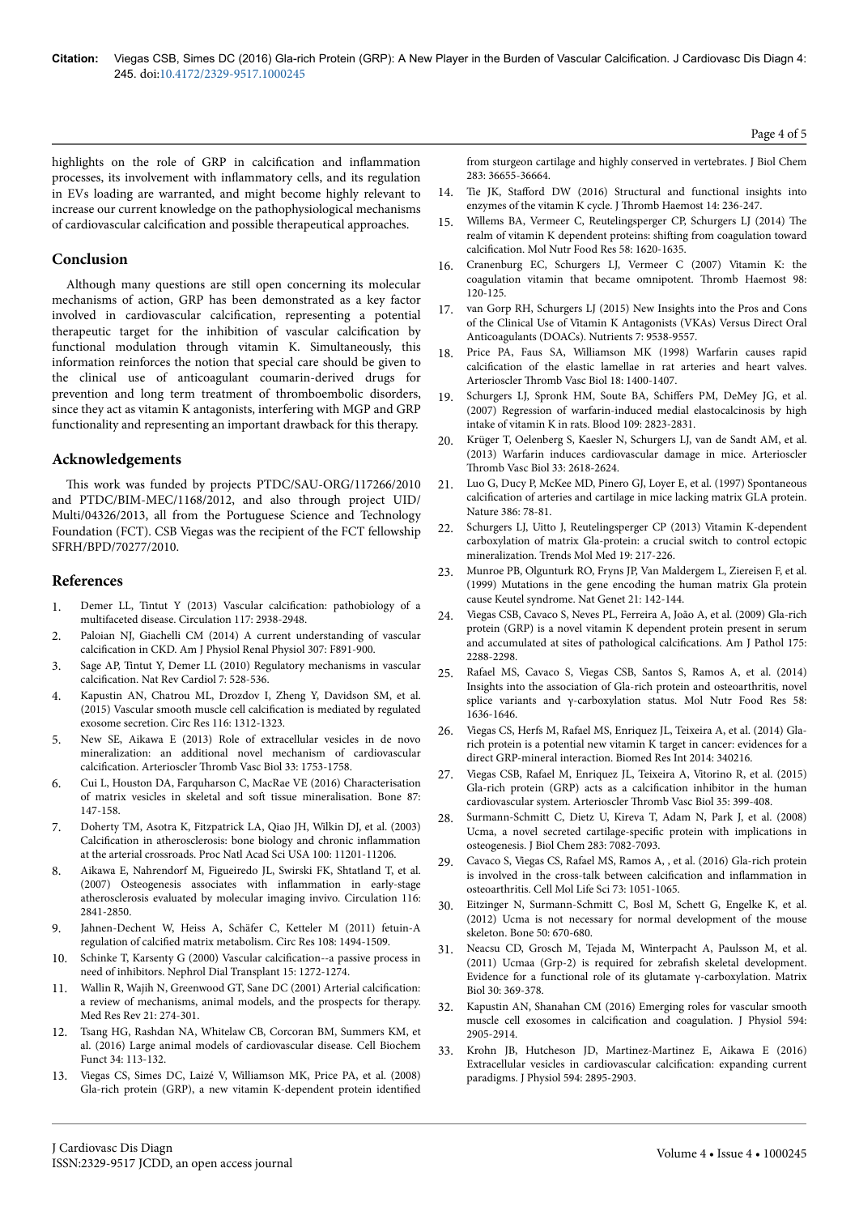highlights on the role of GRP in calcification and inflammation processes, its involvement with inflammatory cells, and its regulation in EVs loading are warranted, and might become highly relevant to increase our current knowledge on the pathophysiological mechanisms of cardiovascular calcification and possible therapeutical approaches.

## Conclusion

Although many questions are still open concerning its molecular mechanisms of action, GRP has been demonstrated as a key factor involved in cardiovascular calcification, representing a potential therapeutic target for the inhibition of vascular calcification by functional modulation through vitamin K. Simultaneously, this information reinforces the notion that special care should be given to the clinical use of anticoagulant coumarin-derived drugs for prevention and long term treatment of thromboembolic disorders, since they act as vitamin K antagonists, interfering with MGP and GRP functionality and representing an important drawback for this therapy.

## Acknowledgements

This work was funded by projects PTDC/SAU-ORG/117266/2010 and PTDC/BIM-MEC/1168/2012, and also through project UID/Multi/04326/2013, all from the Portuguese Science and Technology Foundation (FCT). CSB Viegas was the recipient of the FCT fellowship SFRH/BPD/70277/2010.

## References

1. Demer LL, Tintut Y (2013) Vascular calcification: pathobiology of a multifaceted disease. Circulation 117: 2938-2948.
2. Paloian NJ, Giachelli CM (2014) A current understanding of vascular calcification in CKD. Am J Physiol Renal Physiol 307: F891-900.
3. Sage AP, Tintut Y, Demer LL (2010) Regulatory mechanisms in vascular calcification. Nat Rev Cardiol 7: 528-536.
4. Kapustin AN, Chatrou ML, Drozdov I, Zheng Y, Davidson SM, et al. (2015) Vascular smooth muscle cell calcification is mediated by regulated exosome secretion. Circ Res 116: 1312-1323.
5. New SE, Aikawa E (2013) Role of extracellular vesicles in de novo mineralization: an additional novel mechanism of cardiovascular calcification. Arterioscler Thromb Vasc Biol 33: 1753-1758.
6. Cui L, Houston DA, Farquharson C, MacRae VE (2016) Characterisation of matrix vesicles in skeletal and soft tissue mineralisation. Bone 87: 147-158.
7. Doherty TM, Asotra K, Fitzpatrick LA, Qiao JH, Wilkin DJ, et al. (2003) Calcification in atherosclerosis: bone biology and chronic inflammation at the arterial crossroads. Proc Natl Acad Sci USA 100: 11201-11206.
8. Aikawa E, Nahrendorf M, Figueiredo JL, Swirski FK, Shtatland T, et al. (2007) Osteogenesis associates with inflammation in early-stage atherosclerosis evaluated by molecular imaging invivo. Circulation 116: 2841-2850.
9. Jahnen-Dechent W, Heiss A, Schäfer C, Ketteler M (2011) fetuin-A regulation of calcified matrix metabolism. Circ Res 108: 1494-1509.
10. Schinke T, Karsenty G (2000) Vascular calcification--a passive process in need of inhibitors. Nephrol Dial Transplant 15: 1272-1274.
11. Wallin R, Wajih N, Greenwood GT, Sane DC (2001) Arterial calcification: a review of mechanisms, animal models, and the prospects for therapy. Med Res Rev 21: 274-301.
12. Tsang HG, Rashdan NA, Whitelaw CB, Corcoran BM, Summers KM, et al. (2016) Large animal models of cardiovascular disease. Cell Biochem Funct 34: 113-132.
13. Viegas CS, Simes DC, Laizé V, Williamson MK, Price PA, et al. (2008) Gla-rich protein (GRP), a new vitamin K-dependent protein identified from sturgeon cartilage and highly conserved in vertebrates. J Biol Chem 283: 36655-36664.
14. Tie JK, Stafford DW (2016) Structural and functional insights into enzymes of the vitamin K cycle. J Thromb Haemost 14: 236-247.
15. Willems BA, Vermeer C, Reutelingsperger CP, Schurgers LJ (2014) The realm of vitamin K dependent proteins: shifting from coagulation toward calcification. Mol Nutr Food Res 58: 1620-1635.
16. Cranenburg EC, Schurgers LJ, Vermeer C (2007) Vitamin K: the coagulation vitamin that became omnipotent. Thromb Haemost 98: 120-125.
17. van Gorp RH, Schurgers LJ (2015) New Insights into the Pros and Cons of the Clinical Use of Vitamin K Antagonists (VKAs) Versus Direct Oral Anticoagulants (DOACs). Nutrients 7: 9538-9557.
18. Price PA, Faus SA, Williamson MK (1998) Warfarin causes rapid calcification of the elastic lamellae in rat arteries and heart valves. Arterioscler Thromb Vasc Biol 18: 1400-1407.
19. Schurgers LJ, Spronk HM, Soute BA, Schiffers PM, DeMey JG, et al. (2007) Regression of warfarin-induced medial elastocalcinosis by high intake of vitamin K in rats. Blood 109: 2823-2831.
20. Krüger T, Oelenberg S, Kaesler N, Schurgers LJ, van de Sandt AM, et al. (2013) Warfarin induces cardiovascular damage in mice. Arterioscler Thromb Vasc Biol 33: 2618-2624.
21. Luo G, Ducy P, McKee MD, Pinero GJ, Loyer E, et al. (1997) Spontaneous calcification of arteries and cartilage in mice lacking matrix GLA protein. Nature 386: 78-81.
22. Schurgers LJ, Uitto J, Reutelingsperger CP (2013) Vitamin K-dependent carboxylation of matrix Gla-protein: a crucial switch to control ectopic mineralization. Trends Mol Med 19: 217-226.
23. Munroe PB, Olgunturk RO, Fryns JP, Van Maldergem L, Ziereisen F, et al. (1999) Mutations in the gene encoding the human matrix Gla protein cause Keutel syndrome. Nat Genet 21: 142-144.
24. Viegas CSB, Cavaco S, Neves PL, Ferreira A, João A, et al. (2009) Gla-rich protein (GRP) is a novel vitamin K dependent protein present in serum and accumulated at sites of pathological calcifications. Am J Pathol 175: 2288-2298.
25. Rafael MS, Cavaco S, Viegas CSB, Santos S, Ramos A, et al. (2014) Insights into the association of Gla-rich protein and osteoarthritis, novel splice variants and γ-carboxylation status. Mol Nutr Food Res 58: 1636-1646.
26. Viegas CS, Herfs M, Rafael MS, Enriquez JL, Teixeira A, et al. (2014) Gla-rich protein is a potential new vitamin K target in cancer: evidences for a direct GRP-mineral interaction. Biomed Res Int 2014: 340216.
27. Viegas CSB, Rafael M, Enriquez JL, Teixeira A, Vitorino R, et al. (2015) Gla-rich protein (GRP) acts as a calcification inhibitor in the human cardiovascular system. Arterioscler Thromb Vasc Biol 35: 399-408.
28. Surmann-Schmitt C, Dietz U, Kireva T, Adam N, Park J, et al. (2008) Ucma, a novel secreted cartilage-specific protein with implications in osteogenesis. J Biol Chem 283: 7082-7093.
29. Cavaco S, Viegas CS, Rafael MS, Ramos A, , et al. (2016) Gla-rich protein is involved in the cross-talk between calcification and inflammation in osteoarthritis. Cell Mol Life Sci 73: 1051-1065.
30. Eitzinger N, Surmann-Schmitt C, Bosl M, Schett G, Engelke K, et al. (2012) Ucma is not necessary for normal development of the mouse skeleton. Bone 50: 670-680.
31. Neacsu CD, Grosch M, Tejada M, Winterpacht A, Paulsson M, et al. (2011) Ucmaa (Grp-2) is required for zebrafish skeletal development. Evidence for a functional role of its glutamate γ-carboxylation. Matrix Biol 30: 369-378.
32. Kapustin AN, Shanahan CM (2016) Emerging roles for vascular smooth muscle cell exosomes in calcification and coagulation. J Physiol 594: 2905-2914.
33. Krohn JB, Hutcheson JD, Martinez-Martinez E, Aikawa E (2016) Extracellular vesicles in cardiovascular calcification: expanding current paradigms. J Physiol 594: 2895-2903.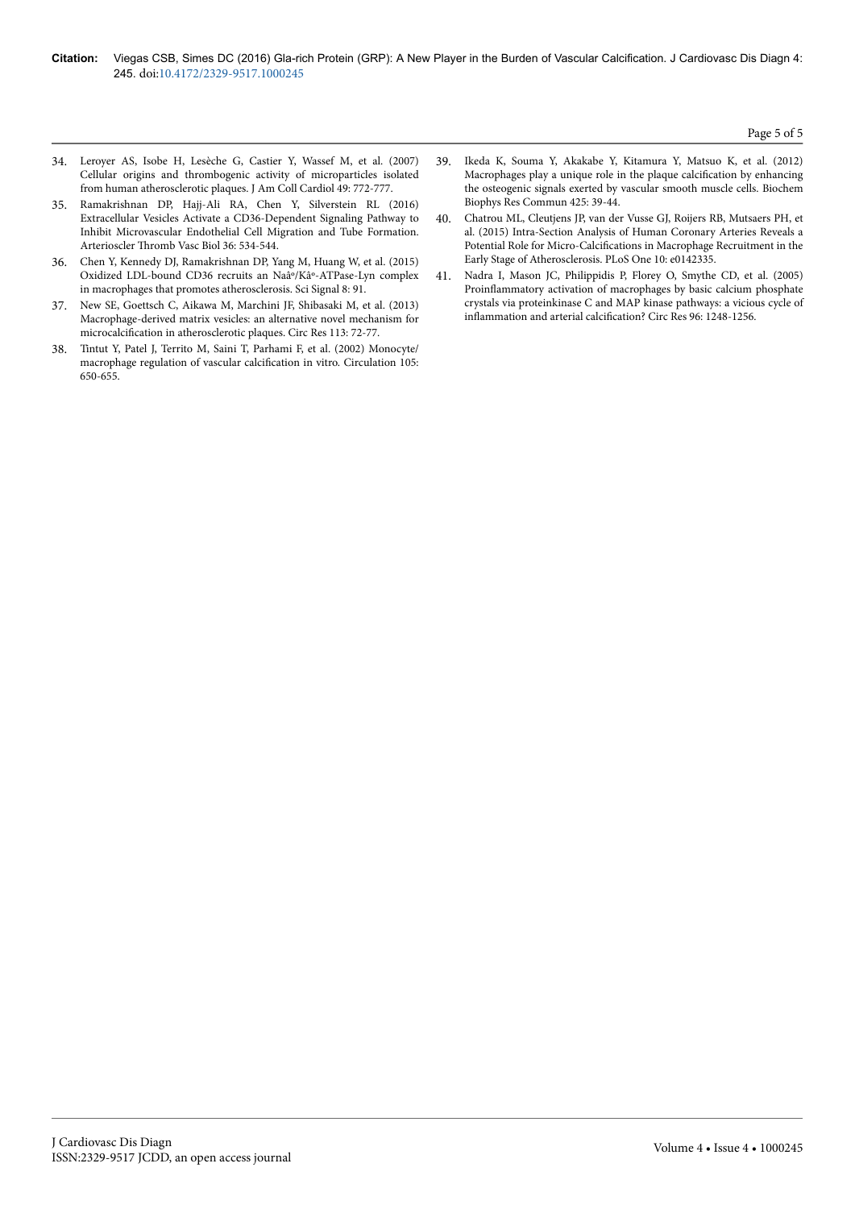34. Leroyer AS, Isobe H, Lesèche G, Castier Y, Wassef M, et al. (2007) Cellular origins and thrombogenic activity of microparticles isolated from human atherosclerotic plaques. J Am Coll Cardiol 49: 772-777.
35. Ramakrishnan DP, Hajj-Ali RA, Chen Y, Silverstein RL (2016) Extracellular Vesicles Activate a CD36-Dependent Signaling Pathway to Inhibit Microvascular Endothelial Cell Migration and Tube Formation. Arterioscler Thromb Vasc Biol 36: 534-544.
36. Chen Y, Kennedy DJ, Ramakrishnan DP, Yang M, Huang W, et al. (2015) Oxidized LDL-bound CD36 recruits an Naâº/Kâº-ATPase-Lyn complex in macrophages that promotes atherosclerosis. Sci Signal 8: 91.
37. New SE, Goettsch C, Aikawa M, Marchini JF, Shibasaki M, et al. (2013) Macrophage-derived matrix vesicles: an alternative novel mechanism for microcalcification in atherosclerotic plaques. Circ Res 113: 72-77.
38. Tintut Y, Patel J, Territo M, Saini T, Parhami F, et al. (2002) Monocyte/macrophage regulation of vascular calcification in vitro. Circulation 105: 650-655.
39. Ikeda K, Souma Y, Akakabe Y, Kitamura Y, Matsuo K, et al. (2012) Macrophages play a unique role in the plaque calcification by enhancing the osteogenic signals exerted by vascular smooth muscle cells. Biochem Biophys Res Commun 425: 39-44.
40. Chatrou ML, Cleutjens JP, van der Vusse GJ, Roijers RB, Mutsaers PH, et al. (2015) Intra-Section Analysis of Human Coronary Arteries Reveals a Potential Role for Micro-Calcifications in Macrophage Recruitment in the Early Stage of Atherosclerosis. PLoS One 10: e0142335.
41. Nadra I, Mason JC, Philippidis P, Florey O, Smythe CD, et al. (2005) Proinflammatory activation of macrophages by basic calcium phosphate crystals via proteinkinase C and MAP kinase pathways: a vicious cycle of inflammation and arterial calcification? Circ Res 96: 1248-1256.